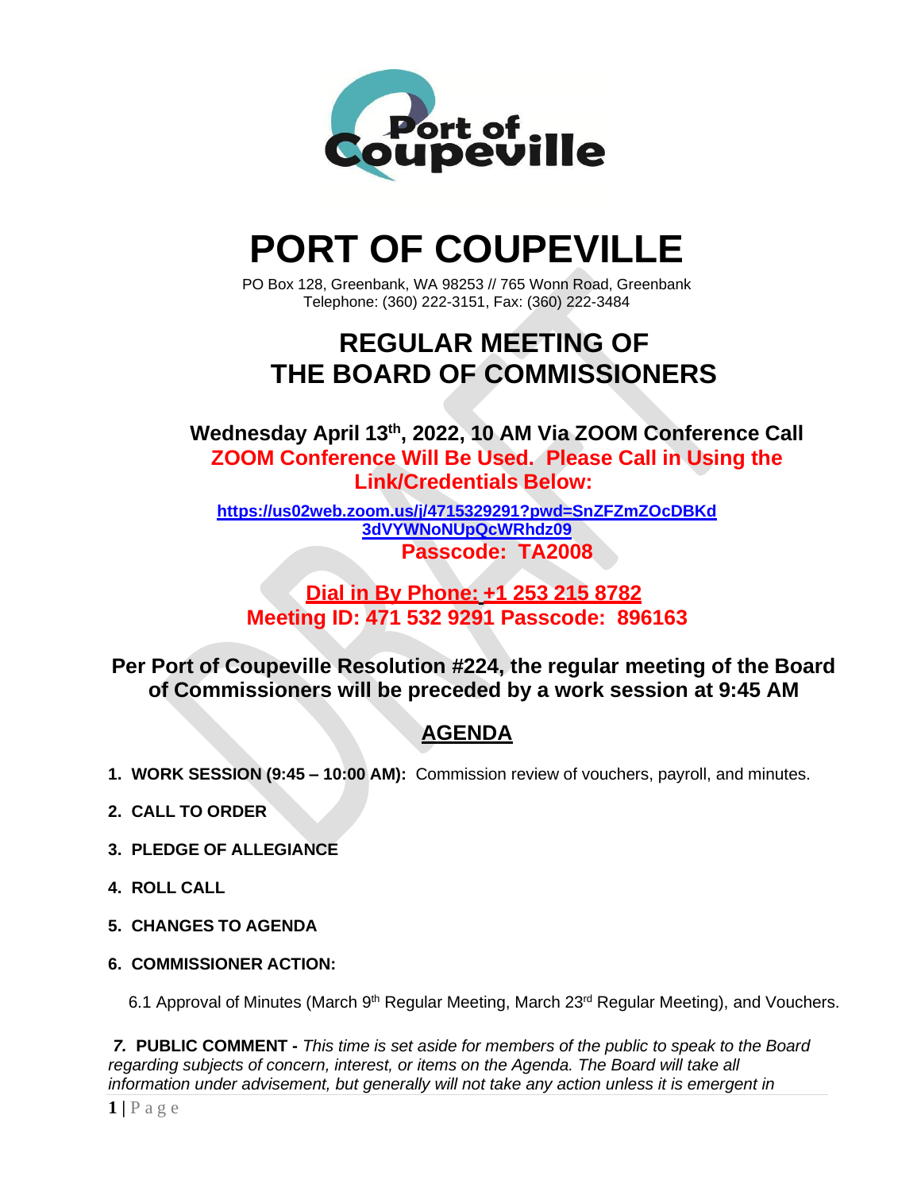# PORT OF COUPEVILLE

PO Box 128, Greenbank, WA 98253 // 765 Wonn Road, Greenbank
Telephone: (360) 222-3151, Fax: (360) 222-3484

## REGULAR MEETING OF THE BOARD OF COMMISSIONERS

**Wednesday April 13th, 2022, 10 AM Via ZOOM Conference Call**

**ZOOM Conference Will Be Used. Please Call in Using the Link/Credentials Below:**

**https://us02web.zoom.us/j/4715329291?pwd=SnZFZmZOcDBKd3dVYWNoNUpQcWRhdz09**

**Passcode: TA2008**

**Dial in By Phone: +1 253 215 8782**
**Meeting ID: 471 532 9291 Passcode: 896163**

**Per Port of Coupeville Resolution #224, the regular meeting of the Board of Commissioners will be preceded by a work session at 9:45 AM**

## AGENDA

1. **WORK SESSION (9:45 – 10:00 AM):** Commission review of vouchers, payroll, and minutes.
2. **CALL TO ORDER**
3. **PLEDGE OF ALLEGIANCE**
4. **ROLL CALL**
5. **CHANGES TO AGENDA**
6. **COMMISSIONER ACTION:**

   6.1 Approval of Minutes (March 9th Regular Meeting, March 23rd Regular Meeting), and Vouchers.

7. **PUBLIC COMMENT -** *This time is set aside for members of the public to speak to the Board regarding subjects of concern, interest, or items on the Agenda. The Board will take all information under advisement, but generally will not take any action unless it is emergent in*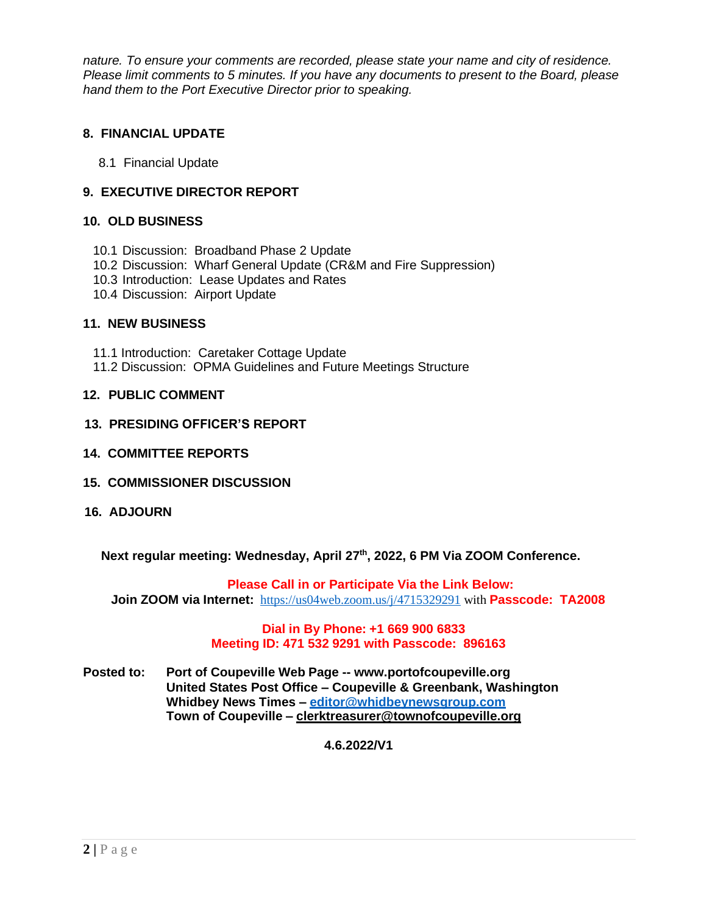*nature. To ensure your comments are recorded, please state your name and city of residence. Please limit comments to 5 minutes. If you have any documents to present to the Board, please hand them to the Port Executive Director prior to speaking.*

**8. FINANCIAL UPDATE**

8.1 Financial Update

**9. EXECUTIVE DIRECTOR REPORT**

**10. OLD BUSINESS**

10.1 Discussion: Broadband Phase 2 Update
10.2 Discussion: Wharf General Update (CR&M and Fire Suppression)
10.3 Introduction: Lease Updates and Rates
10.4 Discussion: Airport Update

**11. NEW BUSINESS**

11.1 Introduction: Caretaker Cottage Update
11.2 Discussion: OPMA Guidelines and Future Meetings Structure

**12. PUBLIC COMMENT**

**13. PRESIDING OFFICER'S REPORT**

**14. COMMITTEE REPORTS**

**15. COMMISSIONER DISCUSSION**

**16. ADJOURN**

**Next regular meeting: Wednesday, April 27th, 2022, 6 PM Via ZOOM Conference.**

**Please Call in or Participate Via the Link Below:**
**Join ZOOM via Internet:** https://us04web.zoom.us/j/4715329291 with **Passcode: TA2008**

**Dial in By Phone: +1 669 900 6833**
**Meeting ID: 471 532 9291 with Passcode: 896163**

**Posted to:** **Port of Coupeville Web Page -- www.portofcoupeville.org**
**United States Post Office – Coupeville & Greenbank, Washington**
**Whidbey News Times – editor@whidbeynewsgroup.com**
**Town of Coupeville – clerktreasurer@townofcoupeville.org**

**4.6.2022/V1**